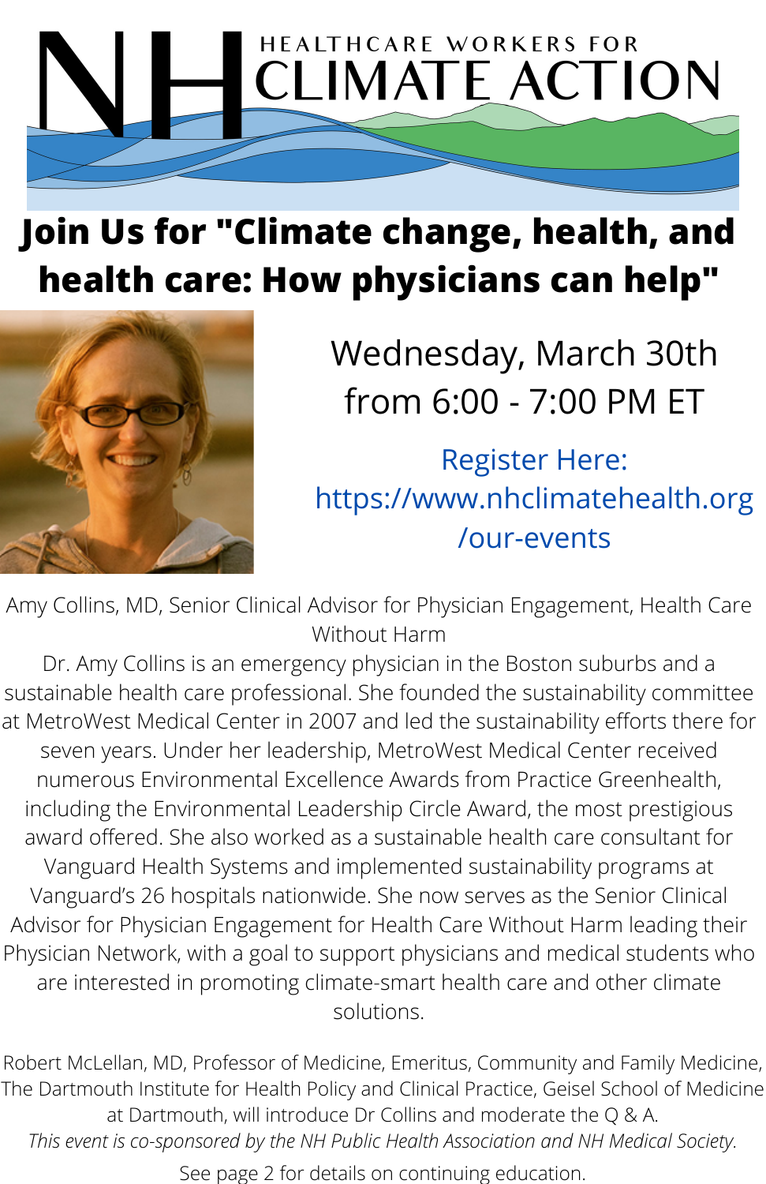# NH HEALTHCARE WORKERS FOR CLIMATE ACTION

## Join Us for "Climate change, health, and health care: How physicians can help"

Wednesday, March 30th from 6:00 - 7:00 PM ET

Register Here: https://www.nhclimatehealth.org/our-events

Amy Collins, MD, Senior Clinical Advisor for Physician Engagement, Health Care Without Harm

Dr. Amy Collins is an emergency physician in the Boston suburbs and a sustainable health care professional. She founded the sustainability committee at MetroWest Medical Center in 2007 and led the sustainability efforts there for seven years. Under her leadership, MetroWest Medical Center received numerous Environmental Excellence Awards from Practice Greenhealth, including the Environmental Leadership Circle Award, the most prestigious award offered. She also worked as a sustainable health care consultant for Vanguard Health Systems and implemented sustainability programs at Vanguard's 26 hospitals nationwide. She now serves as the Senior Clinical Advisor for Physician Engagement for Health Care Without Harm leading their Physician Network, with a goal to support physicians and medical students who are interested in promoting climate-smart health care and other climate solutions.

Robert McLellan, MD, Professor of Medicine, Emeritus, Community and Family Medicine, The Dartmouth Institute for Health Policy and Clinical Practice, Geisel School of Medicine at Dartmouth, will introduce Dr Collins and moderate the Q & A.

*This event is co-sponsored by the NH Public Health Association and NH Medical Society.*

See page 2 for details on continuing education.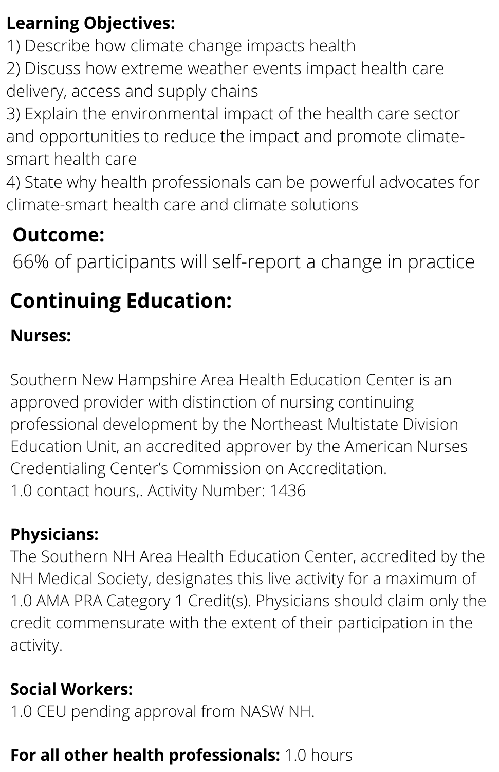**Learning Objectives:**

1) Describe how climate change impacts health
2) Discuss how extreme weather events impact health care delivery, access and supply chains
3) Explain the environmental impact of the health care sector and opportunities to reduce the impact and promote climate-smart health care
4) State why health professionals can be powerful advocates for climate-smart health care and climate solutions

## Outcome:

66% of participants will self-report a change in practice

## Continuing Education:

**Nurses:**

Southern New Hampshire Area Health Education Center is an approved provider with distinction of nursing continuing professional development by the Northeast Multistate Division Education Unit, an accredited approver by the American Nurses Credentialing Center's Commission on Accreditation.
1.0 contact hours,. Activity Number: 1436

**Physicians:**
The Southern NH Area Health Education Center, accredited by the NH Medical Society, designates this live activity for a maximum of 1.0 AMA PRA Category 1 Credit(s). Physicians should claim only the credit commensurate with the extent of their participation in the activity.

**Social Workers:**
1.0 CEU pending approval from NASW NH.

**For all other health professionals:** 1.0 hours